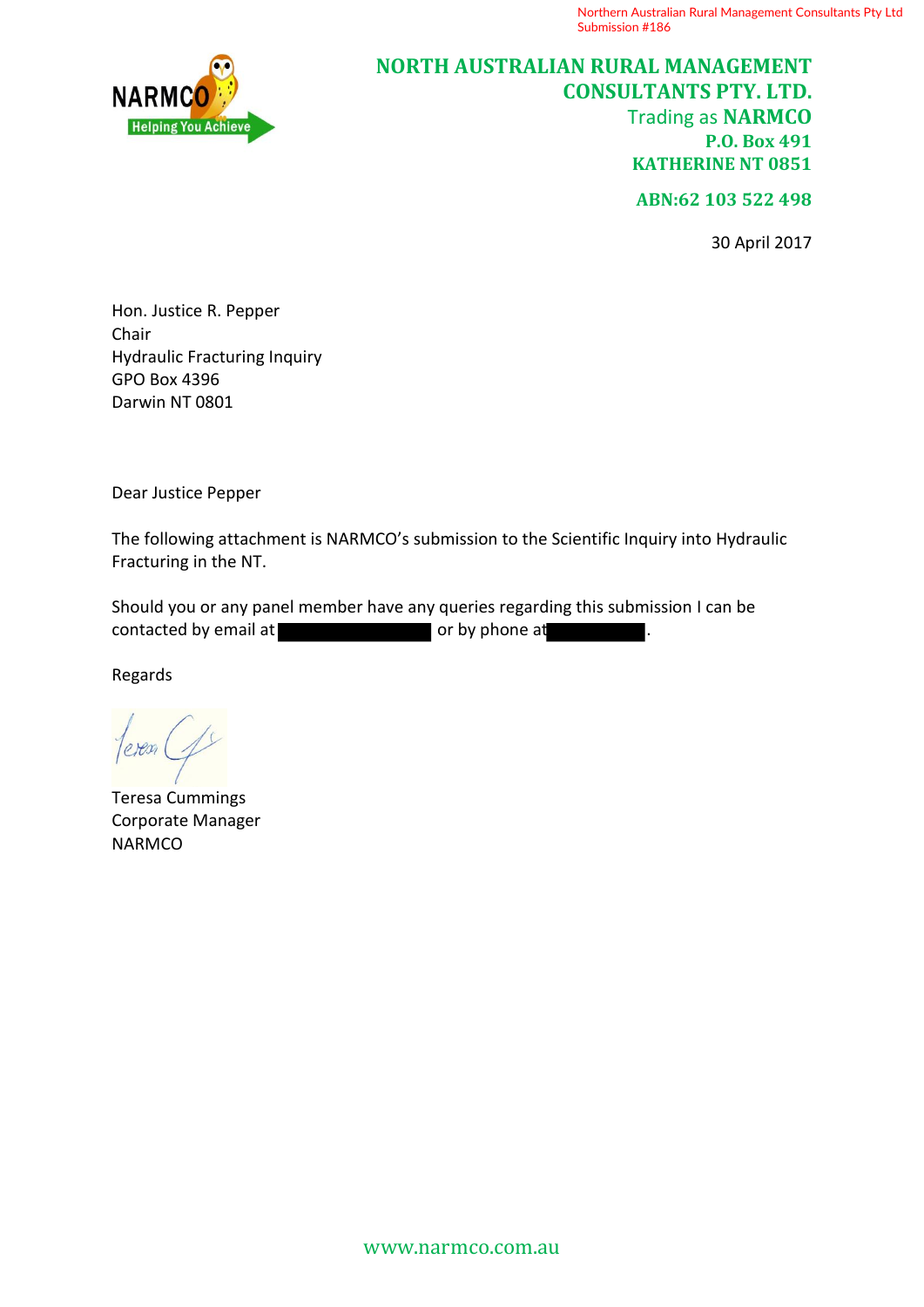Northern Australian Rural Management Consultants Pty Ltd
Submission #186

NARMCO
Helping You Achieve

**NORTH AUSTRALIAN RURAL MANAGEMENT CONSULTANTS PTY. LTD.**
Trading as **NARMCO**
**P.O. Box 491**
**KATHERINE NT 0851**

**ABN:62 103 522 498**

30 April 2017

Hon. Justice R. Pepper
Chair
Hydraulic Fracturing Inquiry
GPO Box 4396
Darwin NT 0801

Dear Justice Pepper

The following attachment is NARMCO's submission to the Scientific Inquiry into Hydraulic Fracturing in the NT.

Should you or any panel member have any queries regarding this submission I can be contacted by email at [redacted] or by phone at [redacted].

Regards

Teresa Cummings
Corporate Manager
NARMCO

www.narmco.com.au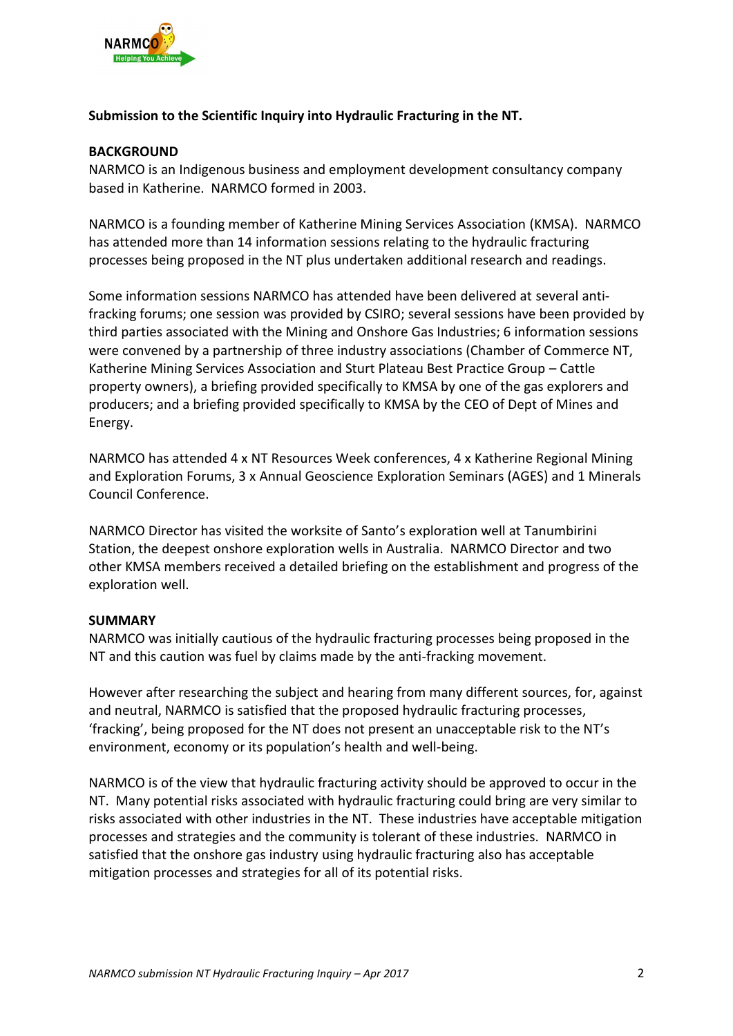**Submission to the Scientific Inquiry into Hydraulic Fracturing in the NT.**

**BACKGROUND**

NARMCO is an Indigenous business and employment development consultancy company based in Katherine. NARMCO formed in 2003.

NARMCO is a founding member of Katherine Mining Services Association (KMSA). NARMCO has attended more than 14 information sessions relating to the hydraulic fracturing processes being proposed in the NT plus undertaken additional research and readings.

Some information sessions NARMCO has attended have been delivered at several anti-fracking forums; one session was provided by CSIRO; several sessions have been provided by third parties associated with the Mining and Onshore Gas Industries; 6 information sessions were convened by a partnership of three industry associations (Chamber of Commerce NT, Katherine Mining Services Association and Sturt Plateau Best Practice Group – Cattle property owners), a briefing provided specifically to KMSA by one of the gas explorers and producers; and a briefing provided specifically to KMSA by the CEO of Dept of Mines and Energy.

NARMCO has attended 4 x NT Resources Week conferences, 4 x Katherine Regional Mining and Exploration Forums, 3 x Annual Geoscience Exploration Seminars (AGES) and 1 Minerals Council Conference.

NARMCO Director has visited the worksite of Santo's exploration well at Tanumbirini Station, the deepest onshore exploration wells in Australia. NARMCO Director and two other KMSA members received a detailed briefing on the establishment and progress of the exploration well.

**SUMMARY**

NARMCO was initially cautious of the hydraulic fracturing processes being proposed in the NT and this caution was fuel by claims made by the anti-fracking movement.

However after researching the subject and hearing from many different sources, for, against and neutral, NARMCO is satisfied that the proposed hydraulic fracturing processes, 'fracking', being proposed for the NT does not present an unacceptable risk to the NT's environment, economy or its population's health and well-being.

NARMCO is of the view that hydraulic fracturing activity should be approved to occur in the NT. Many potential risks associated with hydraulic fracturing could bring are very similar to risks associated with other industries in the NT. These industries have acceptable mitigation processes and strategies and the community is tolerant of these industries. NARMCO in satisfied that the onshore gas industry using hydraulic fracturing also has acceptable mitigation processes and strategies for all of its potential risks.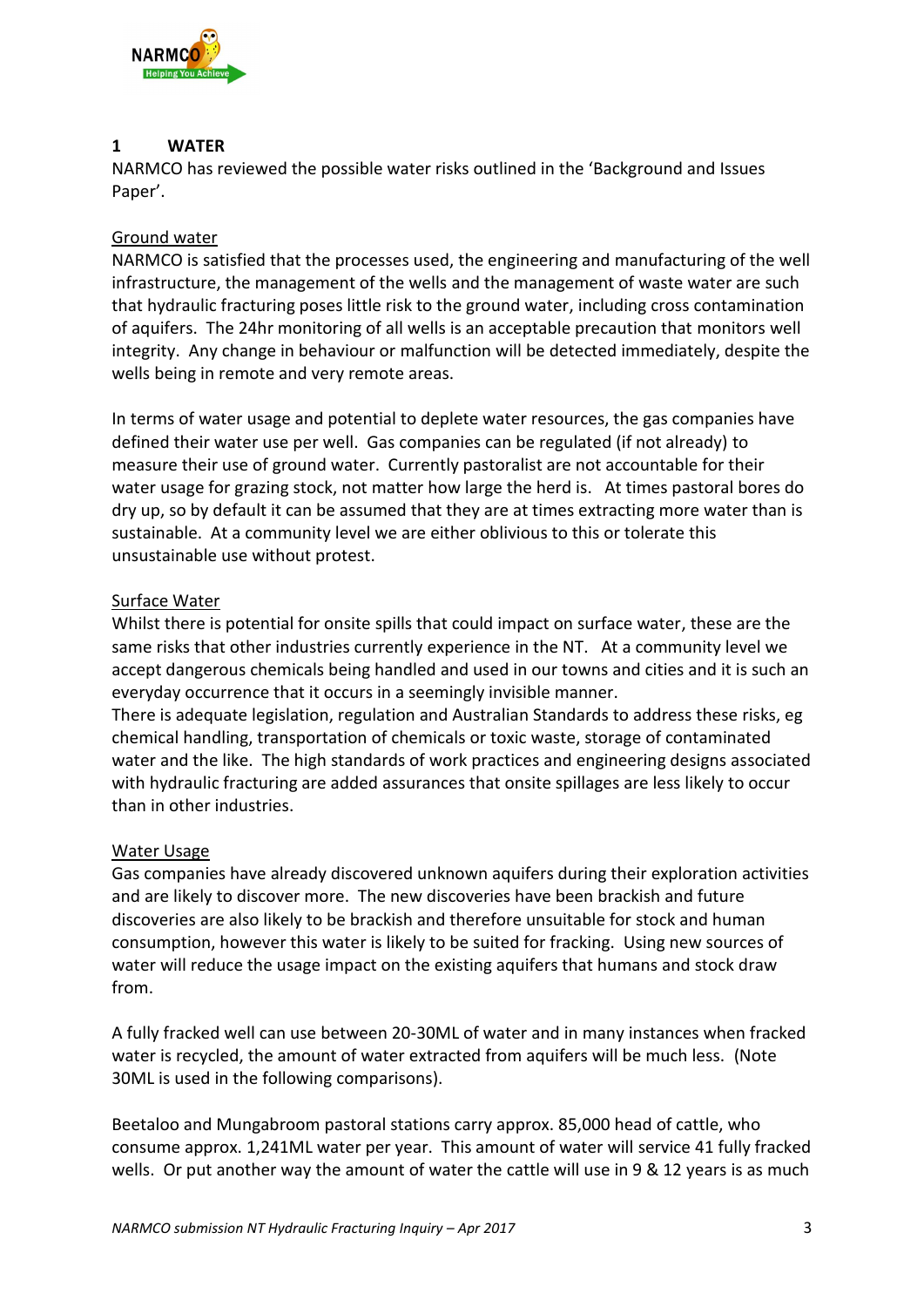## 1 WATER

NARMCO has reviewed the possible water risks outlined in the 'Background and Issues Paper'.

<u>Ground water</u>

NARMCO is satisfied that the processes used, the engineering and manufacturing of the well infrastructure, the management of the wells and the management of waste water are such that hydraulic fracturing poses little risk to the ground water, including cross contamination of aquifers. The 24hr monitoring of all wells is an acceptable precaution that monitors well integrity. Any change in behaviour or malfunction will be detected immediately, despite the wells being in remote and very remote areas.

In terms of water usage and potential to deplete water resources, the gas companies have defined their water use per well. Gas companies can be regulated (if not already) to measure their use of ground water. Currently pastoralist are not accountable for their water usage for grazing stock, not matter how large the herd is. At times pastoral bores do dry up, so by default it can be assumed that they are at times extracting more water than is sustainable. At a community level we are either oblivious to this or tolerate this unsustainable use without protest.

<u>Surface Water</u>

Whilst there is potential for onsite spills that could impact on surface water, these are the same risks that other industries currently experience in the NT. At a community level we accept dangerous chemicals being handled and used in our towns and cities and it is such an everyday occurrence that it occurs in a seemingly invisible manner.

There is adequate legislation, regulation and Australian Standards to address these risks, eg chemical handling, transportation of chemicals or toxic waste, storage of contaminated water and the like. The high standards of work practices and engineering designs associated with hydraulic fracturing are added assurances that onsite spillages are less likely to occur than in other industries.

<u>Water Usage</u>

Gas companies have already discovered unknown aquifers during their exploration activities and are likely to discover more. The new discoveries have been brackish and future discoveries are also likely to be brackish and therefore unsuitable for stock and human consumption, however this water is likely to be suited for fracking. Using new sources of water will reduce the usage impact on the existing aquifers that humans and stock draw from.

A fully fracked well can use between 20-30ML of water and in many instances when fracked water is recycled, the amount of water extracted from aquifers will be much less. (Note 30ML is used in the following comparisons).

Beetaloo and Mungabroom pastoral stations carry approx. 85,000 head of cattle, who consume approx. 1,241ML water per year. This amount of water will service 41 fully fracked wells. Or put another way the amount of water the cattle will use in 9 & 12 years is as much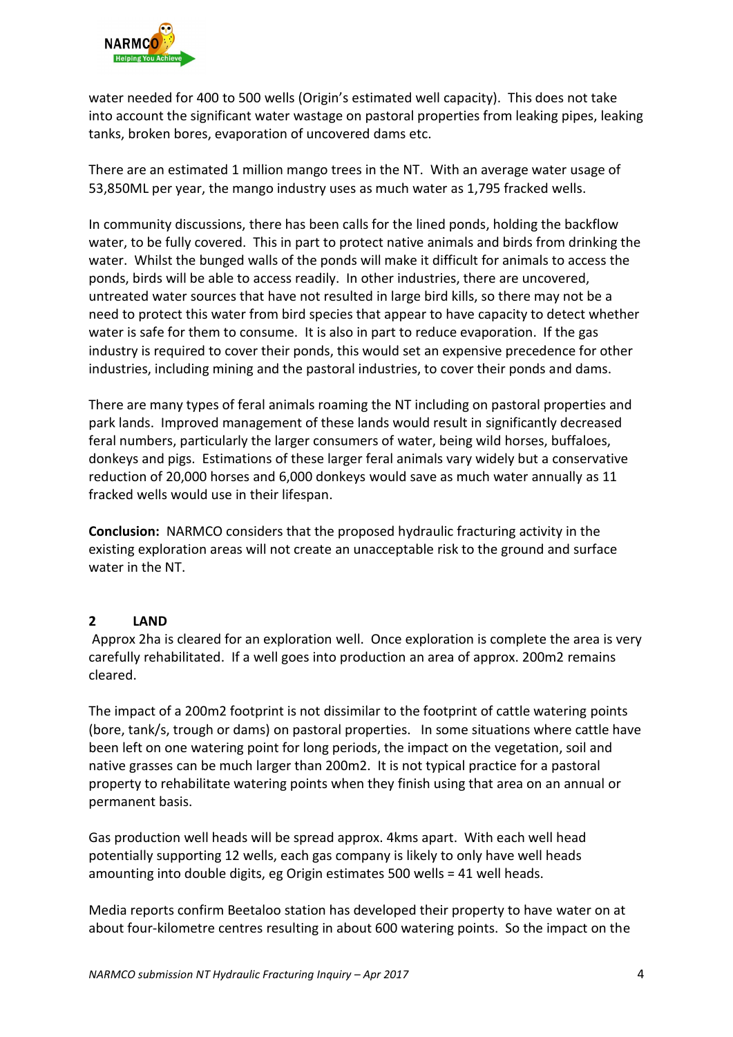water needed for 400 to 500 wells (Origin's estimated well capacity). This does not take into account the significant water wastage on pastoral properties from leaking pipes, leaking tanks, broken bores, evaporation of uncovered dams etc.

There are an estimated 1 million mango trees in the NT. With an average water usage of 53,850ML per year, the mango industry uses as much water as 1,795 fracked wells.

In community discussions, there has been calls for the lined ponds, holding the backflow water, to be fully covered. This in part to protect native animals and birds from drinking the water. Whilst the bunged walls of the ponds will make it difficult for animals to access the ponds, birds will be able to access readily. In other industries, there are uncovered, untreated water sources that have not resulted in large bird kills, so there may not be a need to protect this water from bird species that appear to have capacity to detect whether water is safe for them to consume. It is also in part to reduce evaporation. If the gas industry is required to cover their ponds, this would set an expensive precedence for other industries, including mining and the pastoral industries, to cover their ponds and dams.

There are many types of feral animals roaming the NT including on pastoral properties and park lands. Improved management of these lands would result in significantly decreased feral numbers, particularly the larger consumers of water, being wild horses, buffaloes, donkeys and pigs. Estimations of these larger feral animals vary widely but a conservative reduction of 20,000 horses and 6,000 donkeys would save as much water annually as 11 fracked wells would use in their lifespan.

**Conclusion:** NARMCO considers that the proposed hydraulic fracturing activity in the existing exploration areas will not create an unacceptable risk to the ground and surface water in the NT.

## 2 LAND

Approx 2ha is cleared for an exploration well. Once exploration is complete the area is very carefully rehabilitated. If a well goes into production an area of approx. 200m2 remains cleared.

The impact of a 200m2 footprint is not dissimilar to the footprint of cattle watering points (bore, tank/s, trough or dams) on pastoral properties. In some situations where cattle have been left on one watering point for long periods, the impact on the vegetation, soil and native grasses can be much larger than 200m2. It is not typical practice for a pastoral property to rehabilitate watering points when they finish using that area on an annual or permanent basis.

Gas production well heads will be spread approx. 4kms apart. With each well head potentially supporting 12 wells, each gas company is likely to only have well heads amounting into double digits, eg Origin estimates 500 wells = 41 well heads.

Media reports confirm Beetaloo station has developed their property to have water on at about four-kilometre centres resulting in about 600 watering points. So the impact on the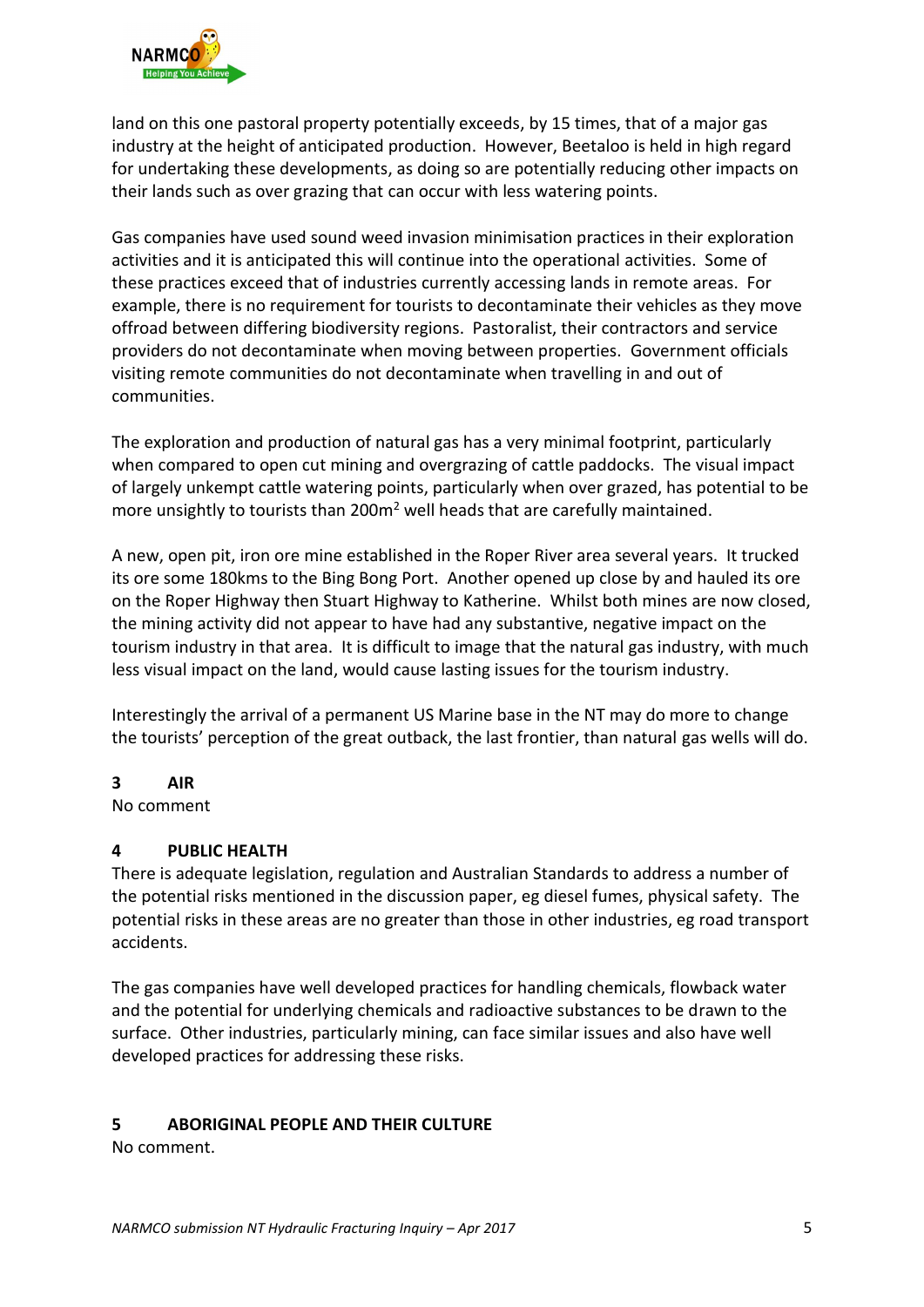land on this one pastoral property potentially exceeds, by 15 times, that of a major gas industry at the height of anticipated production. However, Beetaloo is held in high regard for undertaking these developments, as doing so are potentially reducing other impacts on their lands such as over grazing that can occur with less watering points.

Gas companies have used sound weed invasion minimisation practices in their exploration activities and it is anticipated this will continue into the operational activities. Some of these practices exceed that of industries currently accessing lands in remote areas. For example, there is no requirement for tourists to decontaminate their vehicles as they move offroad between differing biodiversity regions. Pastoralist, their contractors and service providers do not decontaminate when moving between properties. Government officials visiting remote communities do not decontaminate when travelling in and out of communities.

The exploration and production of natural gas has a very minimal footprint, particularly when compared to open cut mining and overgrazing of cattle paddocks. The visual impact of largely unkempt cattle watering points, particularly when over grazed, has potential to be more unsightly to tourists than 200m$^2$ well heads that are carefully maintained.

A new, open pit, iron ore mine established in the Roper River area several years. It trucked its ore some 180kms to the Bing Bong Port. Another opened up close by and hauled its ore on the Roper Highway then Stuart Highway to Katherine. Whilst both mines are now closed, the mining activity did not appear to have had any substantive, negative impact on the tourism industry in that area. It is difficult to image that the natural gas industry, with much less visual impact on the land, would cause lasting issues for the tourism industry.

Interestingly the arrival of a permanent US Marine base in the NT may do more to change the tourists' perception of the great outback, the last frontier, than natural gas wells will do.

## 3 AIR

No comment

## 4 PUBLIC HEALTH

There is adequate legislation, regulation and Australian Standards to address a number of the potential risks mentioned in the discussion paper, eg diesel fumes, physical safety. The potential risks in these areas are no greater than those in other industries, eg road transport accidents.

The gas companies have well developed practices for handling chemicals, flowback water and the potential for underlying chemicals and radioactive substances to be drawn to the surface. Other industries, particularly mining, can face similar issues and also have well developed practices for addressing these risks.

## 5 ABORIGINAL PEOPLE AND THEIR CULTURE

No comment.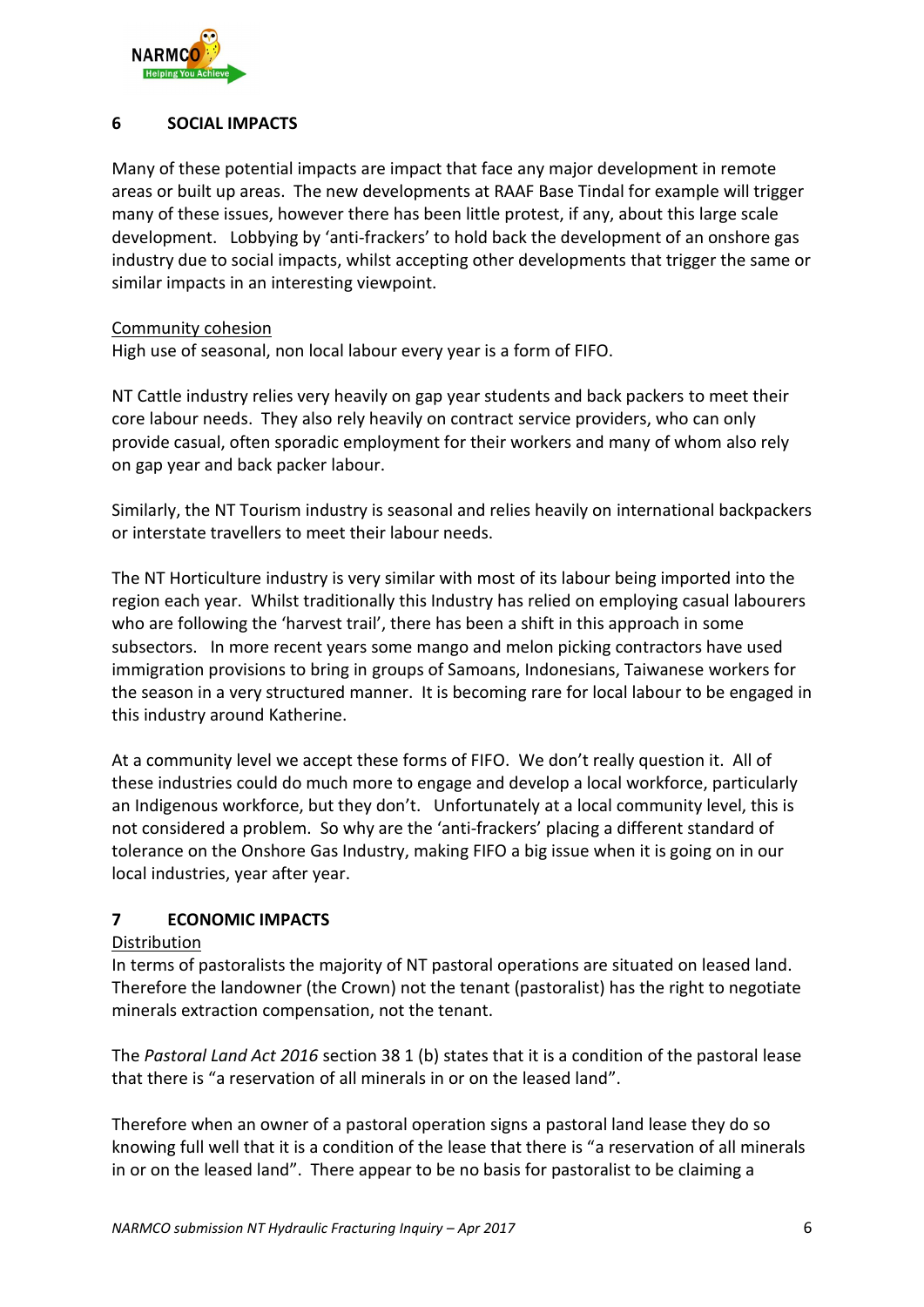## 6 SOCIAL IMPACTS

Many of these potential impacts are impact that face any major development in remote areas or built up areas. The new developments at RAAF Base Tindal for example will trigger many of these issues, however there has been little protest, if any, about this large scale development. Lobbying by 'anti-frackers' to hold back the development of an onshore gas industry due to social impacts, whilst accepting other developments that trigger the same or similar impacts in an interesting viewpoint.

<u>Community cohesion</u>

High use of seasonal, non local labour every year is a form of FIFO.

NT Cattle industry relies very heavily on gap year students and back packers to meet their core labour needs. They also rely heavily on contract service providers, who can only provide casual, often sporadic employment for their workers and many of whom also rely on gap year and back packer labour.

Similarly, the NT Tourism industry is seasonal and relies heavily on international backpackers or interstate travellers to meet their labour needs.

The NT Horticulture industry is very similar with most of its labour being imported into the region each year. Whilst traditionally this Industry has relied on employing casual labourers who are following the 'harvest trail', there has been a shift in this approach in some subsectors. In more recent years some mango and melon picking contractors have used immigration provisions to bring in groups of Samoans, Indonesians, Taiwanese workers for the season in a very structured manner. It is becoming rare for local labour to be engaged in this industry around Katherine.

At a community level we accept these forms of FIFO. We don't really question it. All of these industries could do much more to engage and develop a local workforce, particularly an Indigenous workforce, but they don't. Unfortunately at a local community level, this is not considered a problem. So why are the 'anti-frackers' placing a different standard of tolerance on the Onshore Gas Industry, making FIFO a big issue when it is going on in our local industries, year after year.

## 7 ECONOMIC IMPACTS

<u>Distribution</u>

In terms of pastoralists the majority of NT pastoral operations are situated on leased land. Therefore the landowner (the Crown) not the tenant (pastoralist) has the right to negotiate minerals extraction compensation, not the tenant.

The *Pastoral Land Act 2016* section 38 1 (b) states that it is a condition of the pastoral lease that there is "a reservation of all minerals in or on the leased land".

Therefore when an owner of a pastoral operation signs a pastoral land lease they do so knowing full well that it is a condition of the lease that there is "a reservation of all minerals in or on the leased land". There appear to be no basis for pastoralist to be claiming a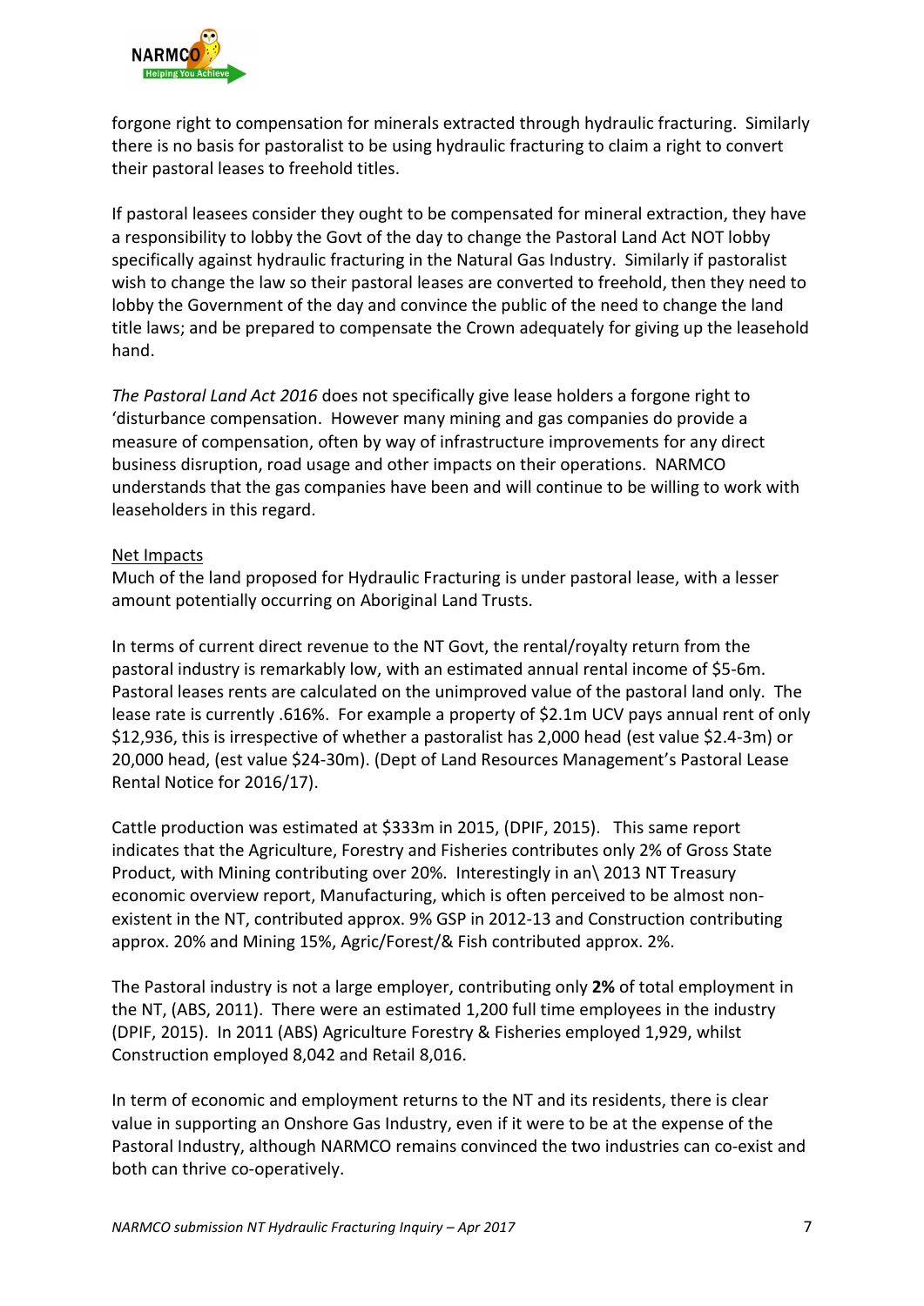forgone right to compensation for minerals extracted through hydraulic fracturing. Similarly there is no basis for pastoralist to be using hydraulic fracturing to claim a right to convert their pastoral leases to freehold titles.

If pastoral leasees consider they ought to be compensated for mineral extraction, they have a responsibility to lobby the Govt of the day to change the Pastoral Land Act NOT lobby specifically against hydraulic fracturing in the Natural Gas Industry. Similarly if pastoralist wish to change the law so their pastoral leases are converted to freehold, then they need to lobby the Government of the day and convince the public of the need to change the land title laws; and be prepared to compensate the Crown adequately for giving up the leasehold hand.

*The Pastoral Land Act 2016* does not specifically give lease holders a forgone right to 'disturbance compensation. However many mining and gas companies do provide a measure of compensation, often by way of infrastructure improvements for any direct business disruption, road usage and other impacts on their operations. NARMCO understands that the gas companies have been and will continue to be willing to work with leaseholders in this regard.

Net Impacts

Much of the land proposed for Hydraulic Fracturing is under pastoral lease, with a lesser amount potentially occurring on Aboriginal Land Trusts.

In terms of current direct revenue to the NT Govt, the rental/royalty return from the pastoral industry is remarkably low, with an estimated annual rental income of $5-6m. Pastoral leases rents are calculated on the unimproved value of the pastoral land only. The lease rate is currently .616%. For example a property of $2.1m UCV pays annual rent of only $12,936, this is irrespective of whether a pastoralist has 2,000 head (est value $2.4-3m) or 20,000 head, (est value $24-30m). (Dept of Land Resources Management's Pastoral Lease Rental Notice for 2016/17).

Cattle production was estimated at $333m in 2015, (DPIF, 2015). This same report indicates that the Agriculture, Forestry and Fisheries contributes only 2% of Gross State Product, with Mining contributing over 20%. Interestingly in an\ 2013 NT Treasury economic overview report, Manufacturing, which is often perceived to be almost non-existent in the NT, contributed approx. 9% GSP in 2012-13 and Construction contributing approx. 20% and Mining 15%, Agric/Forest/& Fish contributed approx. 2%.

The Pastoral industry is not a large employer, contributing only **2%** of total employment in the NT, (ABS, 2011). There were an estimated 1,200 full time employees in the industry (DPIF, 2015). In 2011 (ABS) Agriculture Forestry & Fisheries employed 1,929, whilst Construction employed 8,042 and Retail 8,016.

In term of economic and employment returns to the NT and its residents, there is clear value in supporting an Onshore Gas Industry, even if it were to be at the expense of the Pastoral Industry, although NARMCO remains convinced the two industries can co-exist and both can thrive co-operatively.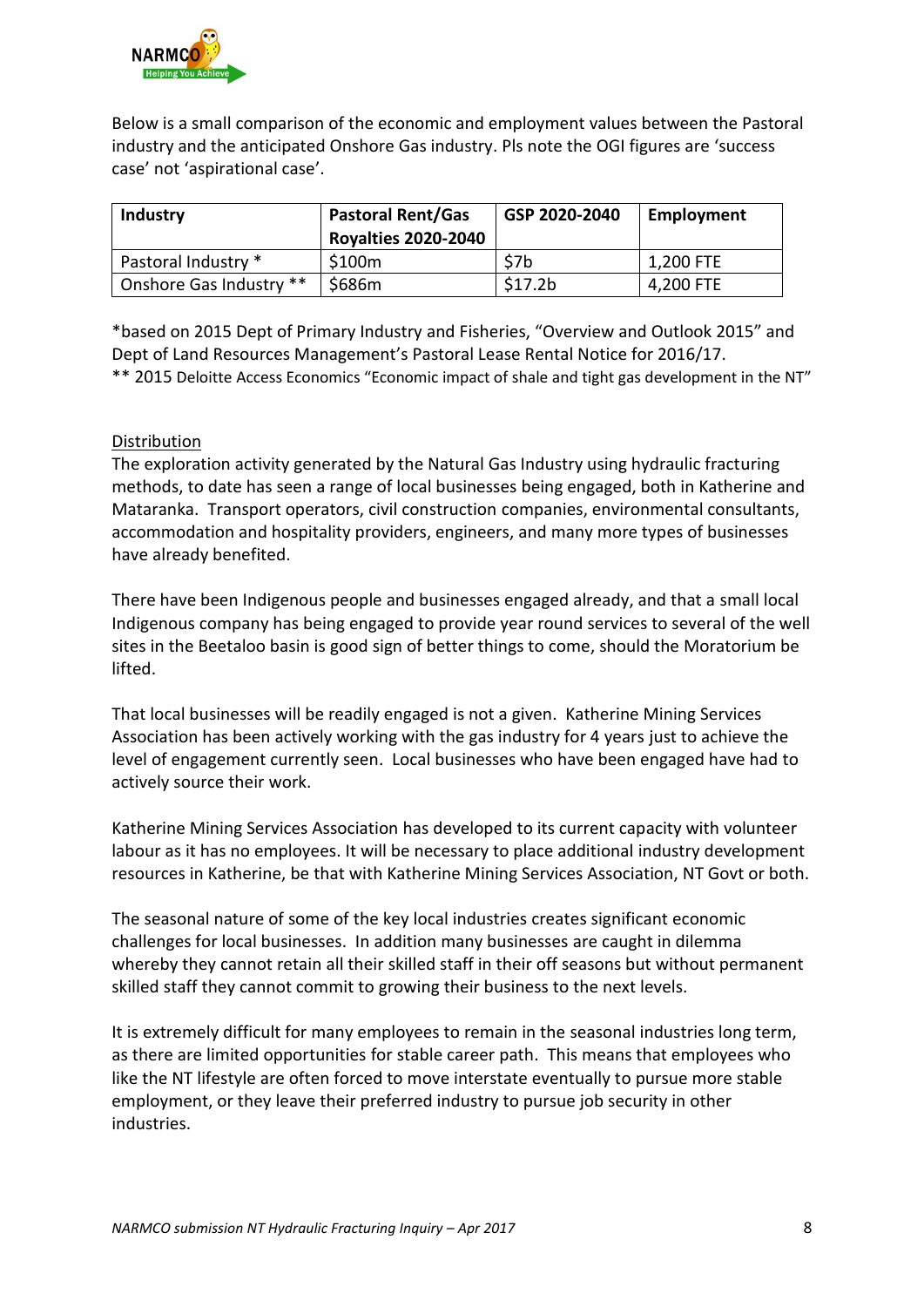Below is a small comparison of the economic and employment values between the Pastoral industry and the anticipated Onshore Gas industry. Pls note the OGI figures are 'success case' not 'aspirational case'.

| Industry | Pastoral Rent/Gas Royalties 2020-2040 | GSP 2020-2040 | Employment |
|---|---|---|---|
| Pastoral Industry * | $100m | $7b | 1,200 FTE |
| Onshore Gas Industry ** | $686m | $17.2b | 4,200 FTE |

*based on 2015 Dept of Primary Industry and Fisheries, "Overview and Outlook 2015" and Dept of Land Resources Management's Pastoral Lease Rental Notice for 2016/17.
** 2015 Deloitte Access Economics "Economic impact of shale and tight gas development in the NT"

<u>Distribution</u>

The exploration activity generated by the Natural Gas Industry using hydraulic fracturing methods, to date has seen a range of local businesses being engaged, both in Katherine and Mataranka. Transport operators, civil construction companies, environmental consultants, accommodation and hospitality providers, engineers, and many more types of businesses have already benefited.

There have been Indigenous people and businesses engaged already, and that a small local Indigenous company has being engaged to provide year round services to several of the well sites in the Beetaloo basin is good sign of better things to come, should the Moratorium be lifted.

That local businesses will be readily engaged is not a given. Katherine Mining Services Association has been actively working with the gas industry for 4 years just to achieve the level of engagement currently seen. Local businesses who have been engaged have had to actively source their work.

Katherine Mining Services Association has developed to its current capacity with volunteer labour as it has no employees. It will be necessary to place additional industry development resources in Katherine, be that with Katherine Mining Services Association, NT Govt or both.

The seasonal nature of some of the key local industries creates significant economic challenges for local businesses. In addition many businesses are caught in dilemma whereby they cannot retain all their skilled staff in their off seasons but without permanent skilled staff they cannot commit to growing their business to the next levels.

It is extremely difficult for many employees to remain in the seasonal industries long term, as there are limited opportunities for stable career path. This means that employees who like the NT lifestyle are often forced to move interstate eventually to pursue more stable employment, or they leave their preferred industry to pursue job security in other industries.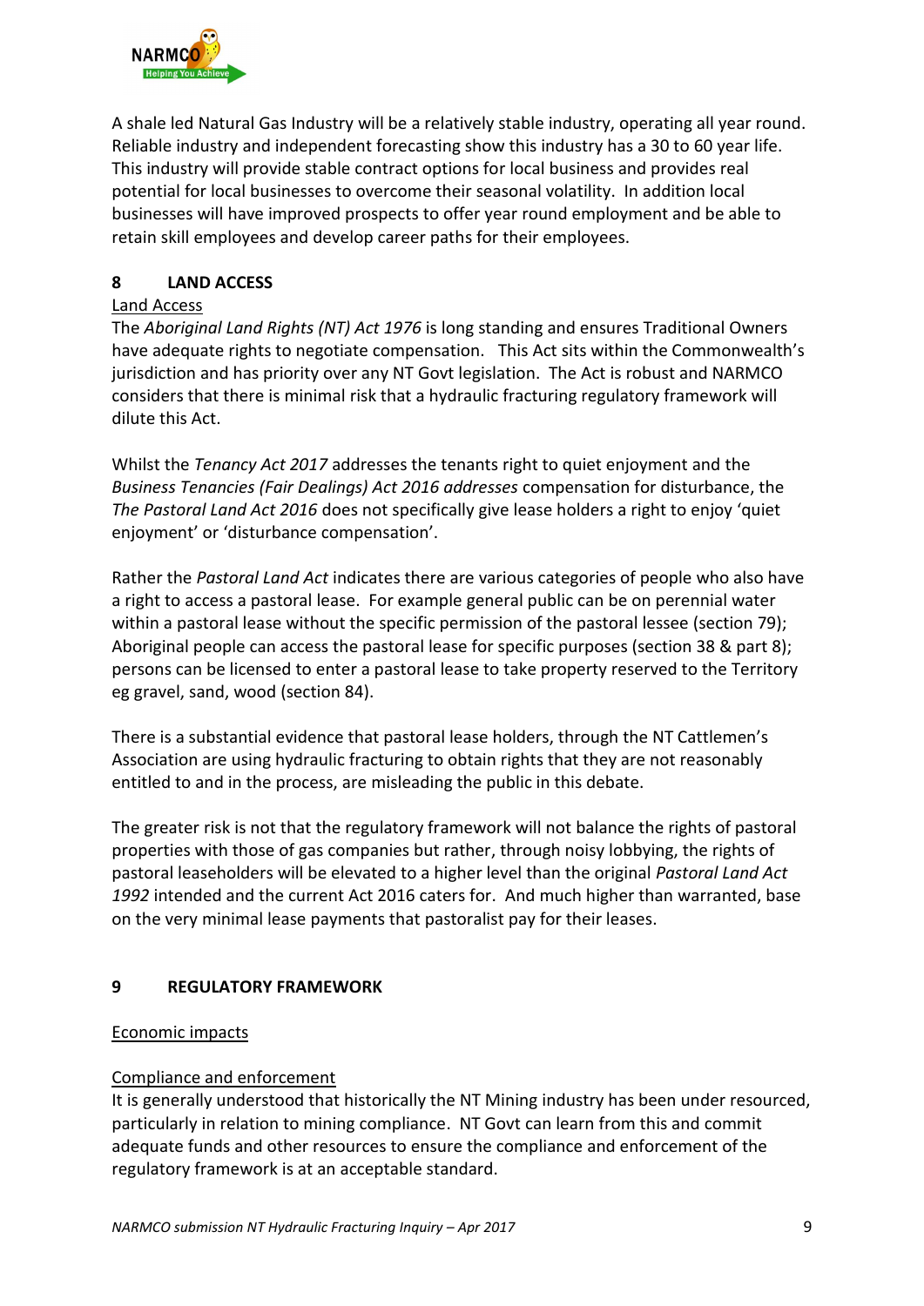A shale led Natural Gas Industry will be a relatively stable industry, operating all year round. Reliable industry and independent forecasting show this industry has a 30 to 60 year life. This industry will provide stable contract options for local business and provides real potential for local businesses to overcome their seasonal volatility. In addition local businesses will have improved prospects to offer year round employment and be able to retain skill employees and develop career paths for their employees.

## 8 LAND ACCESS

<u>Land Access</u>

The *Aboriginal Land Rights (NT) Act 1976* is long standing and ensures Traditional Owners have adequate rights to negotiate compensation. This Act sits within the Commonwealth's jurisdiction and has priority over any NT Govt legislation. The Act is robust and NARMCO considers that there is minimal risk that a hydraulic fracturing regulatory framework will dilute this Act.

Whilst the *Tenancy Act 2017* addresses the tenants right to quiet enjoyment and the *Business Tenancies (Fair Dealings) Act 2016 addresses* compensation for disturbance, the *The Pastoral Land Act 2016* does not specifically give lease holders a right to enjoy 'quiet enjoyment' or 'disturbance compensation'.

Rather the *Pastoral Land Act* indicates there are various categories of people who also have a right to access a pastoral lease. For example general public can be on perennial water within a pastoral lease without the specific permission of the pastoral lessee (section 79); Aboriginal people can access the pastoral lease for specific purposes (section 38 & part 8); persons can be licensed to enter a pastoral lease to take property reserved to the Territory eg gravel, sand, wood (section 84).

There is a substantial evidence that pastoral lease holders, through the NT Cattlemen's Association are using hydraulic fracturing to obtain rights that they are not reasonably entitled to and in the process, are misleading the public in this debate.

The greater risk is not that the regulatory framework will not balance the rights of pastoral properties with those of gas companies but rather, through noisy lobbying, the rights of pastoral leaseholders will be elevated to a higher level than the original *Pastoral Land Act 1992* intended and the current Act 2016 caters for. And much higher than warranted, base on the very minimal lease payments that pastoralist pay for their leases.

## 9 REGULATORY FRAMEWORK

<u>Economic impacts</u>

<u>Compliance and enforcement</u>

It is generally understood that historically the NT Mining industry has been under resourced, particularly in relation to mining compliance. NT Govt can learn from this and commit adequate funds and other resources to ensure the compliance and enforcement of the regulatory framework is at an acceptable standard.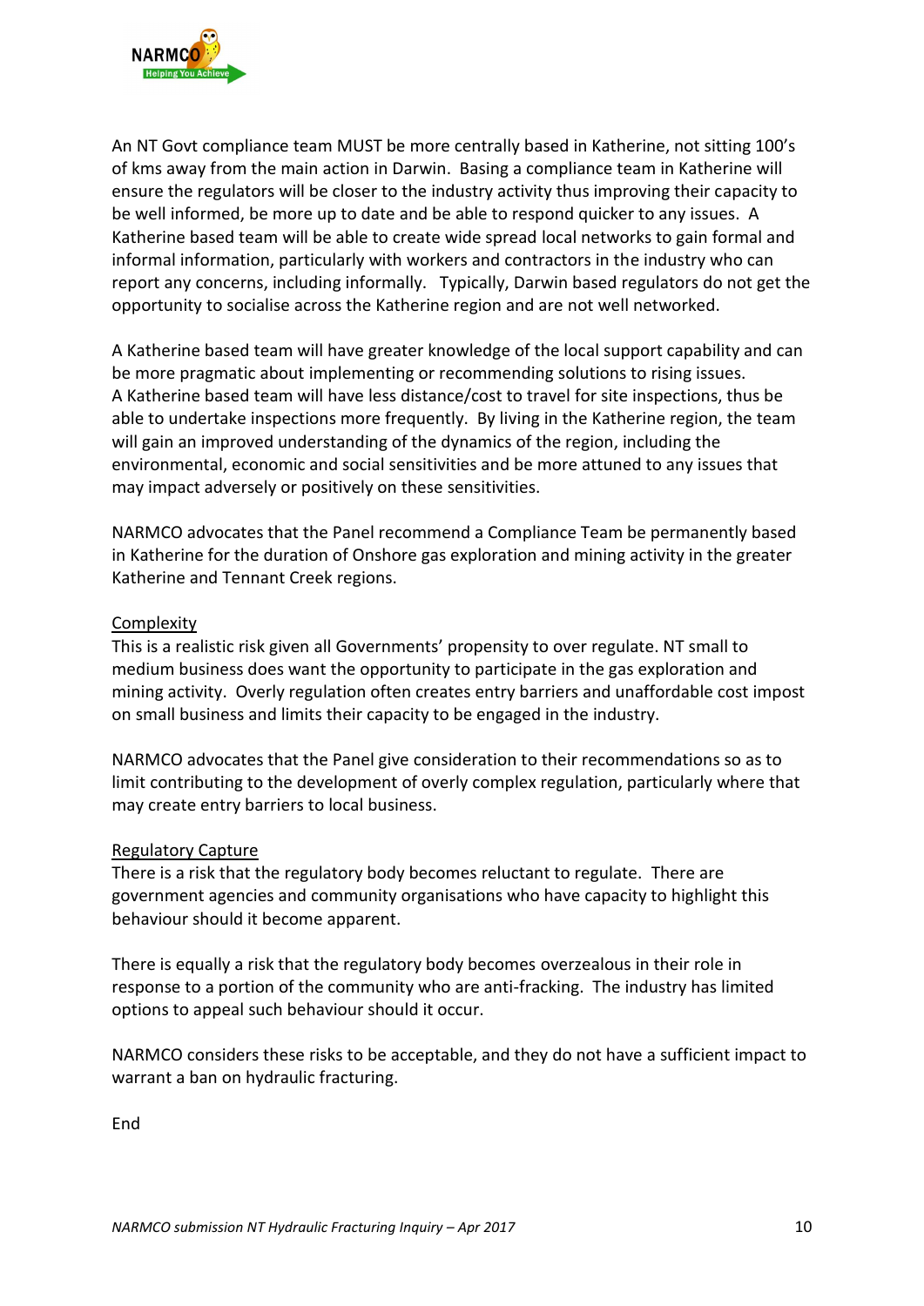An NT Govt compliance team MUST be more centrally based in Katherine, not sitting 100's of kms away from the main action in Darwin. Basing a compliance team in Katherine will ensure the regulators will be closer to the industry activity thus improving their capacity to be well informed, be more up to date and be able to respond quicker to any issues. A Katherine based team will be able to create wide spread local networks to gain formal and informal information, particularly with workers and contractors in the industry who can report any concerns, including informally. Typically, Darwin based regulators do not get the opportunity to socialise across the Katherine region and are not well networked.

A Katherine based team will have greater knowledge of the local support capability and can be more pragmatic about implementing or recommending solutions to rising issues. A Katherine based team will have less distance/cost to travel for site inspections, thus be able to undertake inspections more frequently. By living in the Katherine region, the team will gain an improved understanding of the dynamics of the region, including the environmental, economic and social sensitivities and be more attuned to any issues that may impact adversely or positively on these sensitivities.

NARMCO advocates that the Panel recommend a Compliance Team be permanently based in Katherine for the duration of Onshore gas exploration and mining activity in the greater Katherine and Tennant Creek regions.

<u>Complexity</u>

This is a realistic risk given all Governments' propensity to over regulate. NT small to medium business does want the opportunity to participate in the gas exploration and mining activity. Overly regulation often creates entry barriers and unaffordable cost impost on small business and limits their capacity to be engaged in the industry.

NARMCO advocates that the Panel give consideration to their recommendations so as to limit contributing to the development of overly complex regulation, particularly where that may create entry barriers to local business.

<u>Regulatory Capture</u>

There is a risk that the regulatory body becomes reluctant to regulate. There are government agencies and community organisations who have capacity to highlight this behaviour should it become apparent.

There is equally a risk that the regulatory body becomes overzealous in their role in response to a portion of the community who are anti-fracking. The industry has limited options to appeal such behaviour should it occur.

NARMCO considers these risks to be acceptable, and they do not have a sufficient impact to warrant a ban on hydraulic fracturing.

End